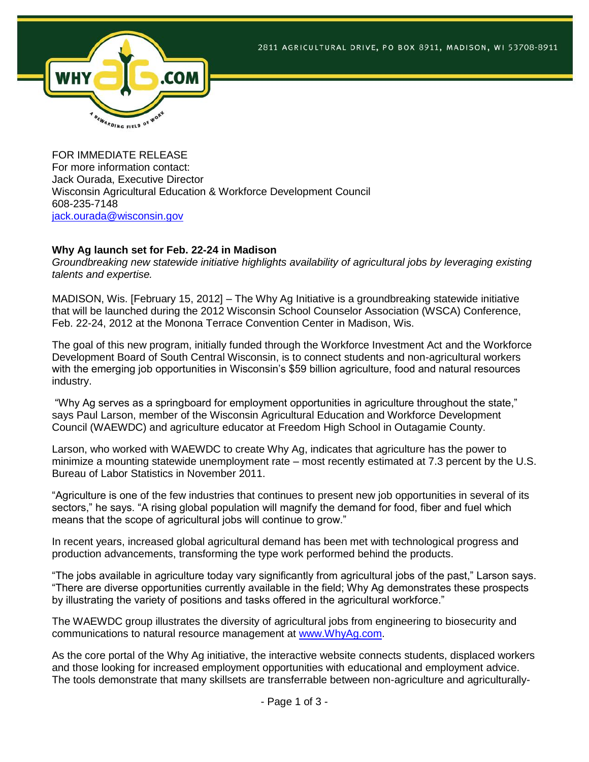2811 AGRICULTURAL DRIVE, PO BOX 8911, MADISON, WI 53708-8911

FOR IMMEDIATE RELEASE
For more information contact:
Jack Ourada, Executive Director
Wisconsin Agricultural Education & Workforce Development Council
608-235-7148
jack.ourada@wisconsin.gov

**Why Ag launch set for Feb. 22-24 in Madison**
*Groundbreaking new statewide initiative highlights availability of agricultural jobs by leveraging existing talents and expertise.*

MADISON, Wis. [February 15, 2012] – The Why Ag Initiative is a groundbreaking statewide initiative that will be launched during the 2012 Wisconsin School Counselor Association (WSCA) Conference, Feb. 22-24, 2012 at the Monona Terrace Convention Center in Madison, Wis.

The goal of this new program, initially funded through the Workforce Investment Act and the Workforce Development Board of South Central Wisconsin, is to connect students and non-agricultural workers with the emerging job opportunities in Wisconsin's $59 billion agriculture, food and natural resources industry.

"Why Ag serves as a springboard for employment opportunities in agriculture throughout the state," says Paul Larson, member of the Wisconsin Agricultural Education and Workforce Development Council (WAEWDC) and agriculture educator at Freedom High School in Outagamie County.

Larson, who worked with WAEWDC to create Why Ag, indicates that agriculture has the power to minimize a mounting statewide unemployment rate – most recently estimated at 7.3 percent by the U.S. Bureau of Labor Statistics in November 2011.

"Agriculture is one of the few industries that continues to present new job opportunities in several of its sectors," he says. "A rising global population will magnify the demand for food, fiber and fuel which means that the scope of agricultural jobs will continue to grow."

In recent years, increased global agricultural demand has been met with technological progress and production advancements, transforming the type work performed behind the products.

"The jobs available in agriculture today vary significantly from agricultural jobs of the past," Larson says. "There are diverse opportunities currently available in the field; Why Ag demonstrates these prospects by illustrating the variety of positions and tasks offered in the agricultural workforce."

The WAEWDC group illustrates the diversity of agricultural jobs from engineering to biosecurity and communications to natural resource management at www.WhyAg.com.

As the core portal of the Why Ag initiative, the interactive website connects students, displaced workers and those looking for increased employment opportunities with educational and employment advice. The tools demonstrate that many skillsets are transferrable between non-agriculture and agriculturally-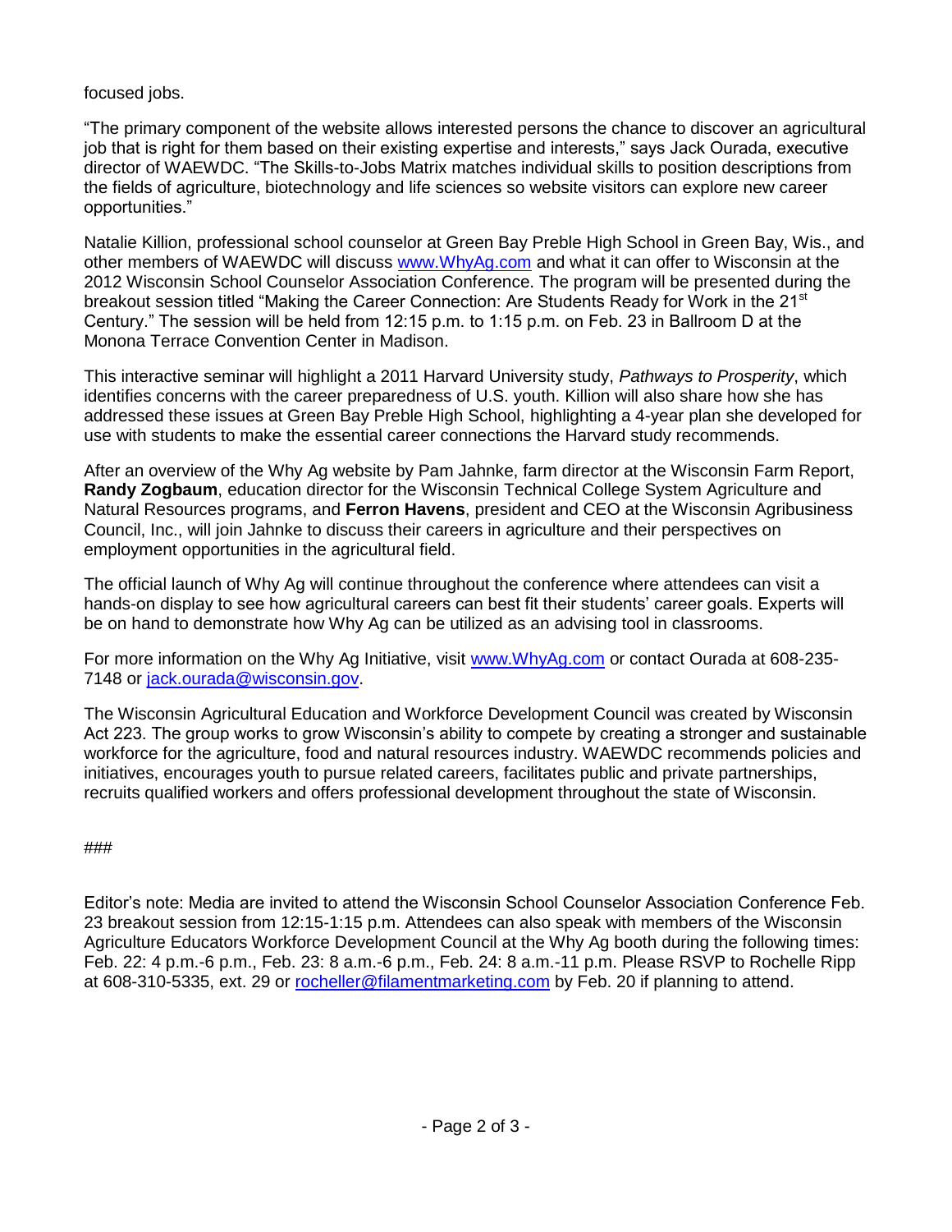focused jobs.

“The primary component of the website allows interested persons the chance to discover an agricultural job that is right for them based on their existing expertise and interests,” says Jack Ourada, executive director of WAEWDC. “The Skills-to-Jobs Matrix matches individual skills to position descriptions from the fields of agriculture, biotechnology and life sciences so website visitors can explore new career opportunities.”

Natalie Killion, professional school counselor at Green Bay Preble High School in Green Bay, Wis., and other members of WAEWDC will discuss www.WhyAg.com and what it can offer to Wisconsin at the 2012 Wisconsin School Counselor Association Conference. The program will be presented during the breakout session titled “Making the Career Connection: Are Students Ready for Work in the 21st Century.” The session will be held from 12:15 p.m. to 1:15 p.m. on Feb. 23 in Ballroom D at the Monona Terrace Convention Center in Madison.

This interactive seminar will highlight a 2011 Harvard University study, *Pathways to Prosperity*, which identifies concerns with the career preparedness of U.S. youth. Killion will also share how she has addressed these issues at Green Bay Preble High School, highlighting a 4-year plan she developed for use with students to make the essential career connections the Harvard study recommends.

After an overview of the Why Ag website by Pam Jahnke, farm director at the Wisconsin Farm Report, **Randy Zogbaum**, education director for the Wisconsin Technical College System Agriculture and Natural Resources programs, and **Ferron Havens**, president and CEO at the Wisconsin Agribusiness Council, Inc., will join Jahnke to discuss their careers in agriculture and their perspectives on employment opportunities in the agricultural field.

The official launch of Why Ag will continue throughout the conference where attendees can visit a hands-on display to see how agricultural careers can best fit their students’ career goals. Experts will be on hand to demonstrate how Why Ag can be utilized as an advising tool in classrooms.

For more information on the Why Ag Initiative, visit www.WhyAg.com or contact Ourada at 608-235-7148 or jack.ourada@wisconsin.gov.

The Wisconsin Agricultural Education and Workforce Development Council was created by Wisconsin Act 223. The group works to grow Wisconsin’s ability to compete by creating a stronger and sustainable workforce for the agriculture, food and natural resources industry. WAEWDC recommends policies and initiatives, encourages youth to pursue related careers, facilitates public and private partnerships, recruits qualified workers and offers professional development throughout the state of Wisconsin.

###

Editor’s note: Media are invited to attend the Wisconsin School Counselor Association Conference Feb. 23 breakout session from 12:15-1:15 p.m. Attendees can also speak with members of the Wisconsin Agriculture Educators Workforce Development Council at the Why Ag booth during the following times: Feb. 22: 4 p.m.-6 p.m., Feb. 23: 8 a.m.-6 p.m., Feb. 24: 8 a.m.-11 p.m. Please RSVP to Rochelle Ripp at 608-310-5335, ext. 29 or rocheller@filamentmarketing.com by Feb. 20 if planning to attend.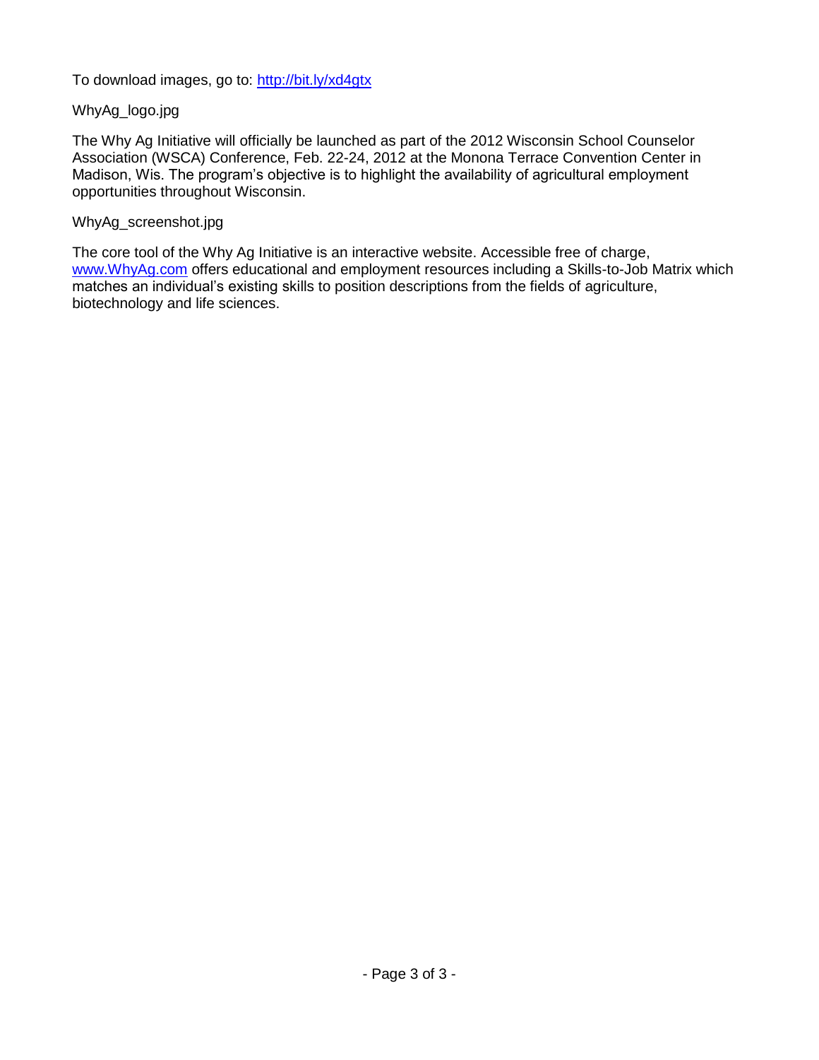To download images, go to: [http://bit.ly/xd4gtx](http://bit.ly/xd4gtx)

WhyAg_logo.jpg

The Why Ag Initiative will officially be launched as part of the 2012 Wisconsin School Counselor Association (WSCA) Conference, Feb. 22-24, 2012 at the Monona Terrace Convention Center in Madison, Wis. The program's objective is to highlight the availability of agricultural employment opportunities throughout Wisconsin.

WhyAg_screenshot.jpg

The core tool of the Why Ag Initiative is an interactive website. Accessible free of charge, [www.WhyAg.com](http://www.WhyAg.com) offers educational and employment resources including a Skills-to-Job Matrix which matches an individual's existing skills to position descriptions from the fields of agriculture, biotechnology and life sciences.